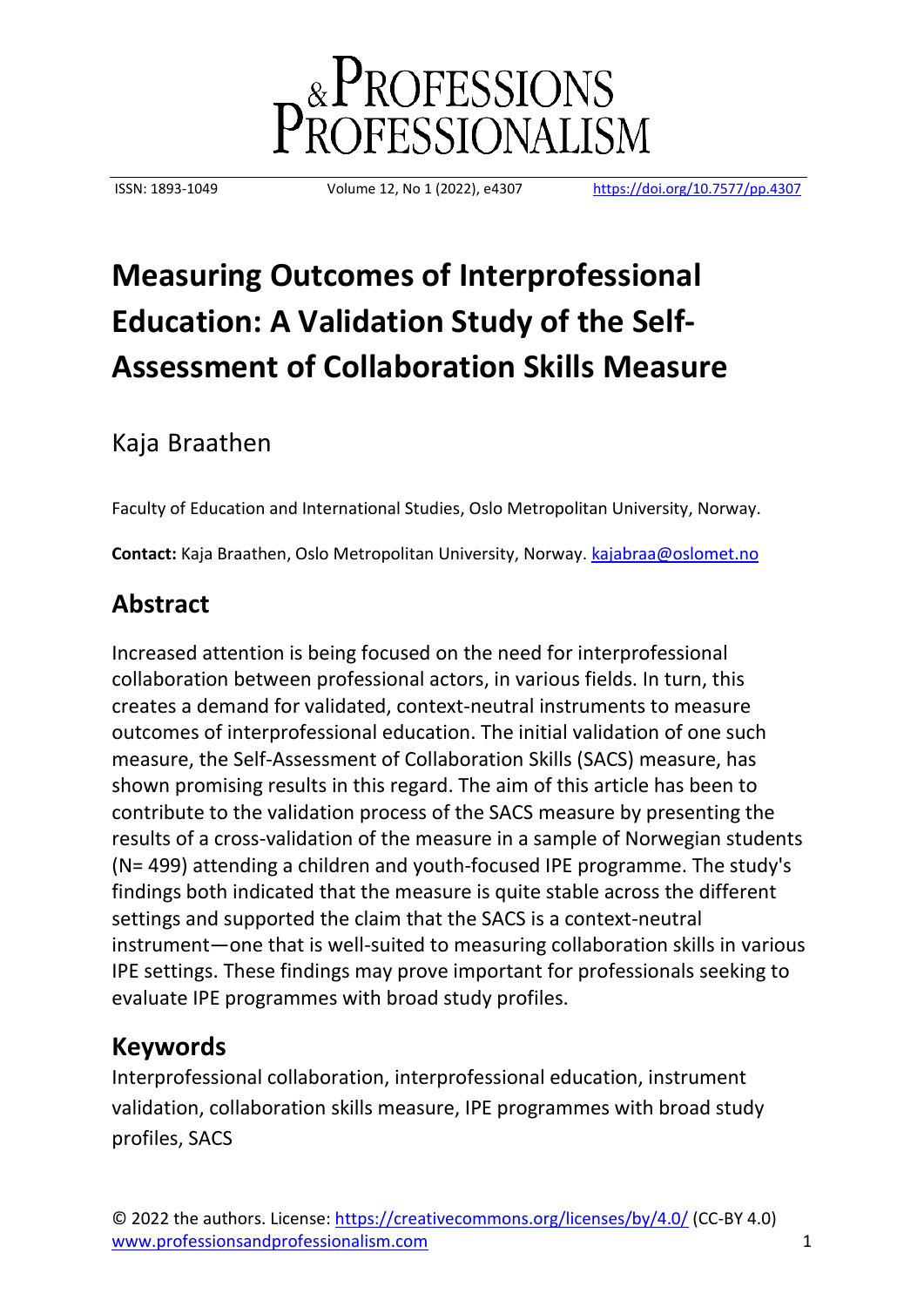# Measuring Outcomes of Interprofessional Education: A Validation Study of the Self-Assessment of Collaboration Skills Measure

Kaja Braathen

Faculty of Education and International Studies, Oslo Metropolitan University, Norway.

**Contact:** Kaja Braathen, Oslo Metropolitan University, Norway. kajabraa@oslomet.no

## Abstract

Increased attention is being focused on the need for interprofessional collaboration between professional actors, in various fields. In turn, this creates a demand for validated, context-neutral instruments to measure outcomes of interprofessional education. The initial validation of one such measure, the Self-Assessment of Collaboration Skills (SACS) measure, has shown promising results in this regard. The aim of this article has been to contribute to the validation process of the SACS measure by presenting the results of a cross-validation of the measure in a sample of Norwegian students (N= 499) attending a children and youth-focused IPE programme. The study's findings both indicated that the measure is quite stable across the different settings and supported the claim that the SACS is a context-neutral instrument—one that is well-suited to measuring collaboration skills in various IPE settings. These findings may prove important for professionals seeking to evaluate IPE programmes with broad study profiles.

## Keywords

Interprofessional collaboration, interprofessional education, instrument validation, collaboration skills measure, IPE programmes with broad study profiles, SACS

© 2022 the authors. License: https://creativecommons.org/licenses/by/4.0/ (CC-BY 4.0)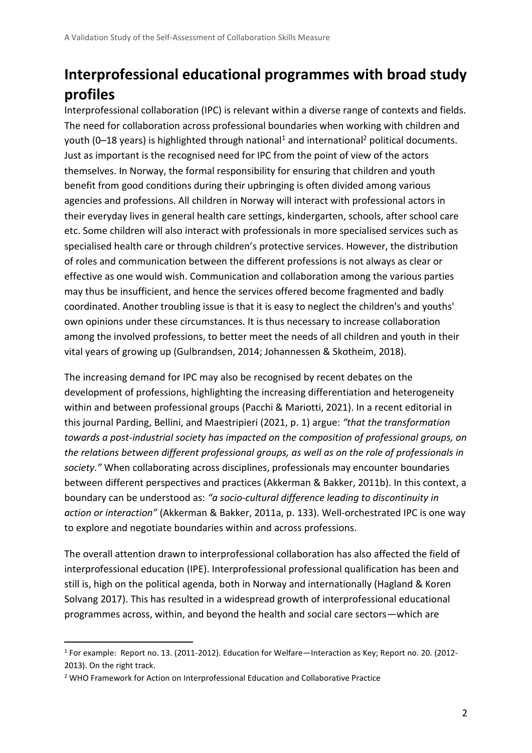# Interprofessional educational programmes with broad study profiles

Interprofessional collaboration (IPC) is relevant within a diverse range of contexts and fields. The need for collaboration across professional boundaries when working with children and youth (0–18 years) is highlighted through national[1] and international[2] political documents. Just as important is the recognised need for IPC from the point of view of the actors themselves. In Norway, the formal responsibility for ensuring that children and youth benefit from good conditions during their upbringing is often divided among various agencies and professions. All children in Norway will interact with professional actors in their everyday lives in general health care settings, kindergarten, schools, after school care etc. Some children will also interact with professionals in more specialised services such as specialised health care or through children's protective services. However, the distribution of roles and communication between the different professions is not always as clear or effective as one would wish. Communication and collaboration among the various parties may thus be insufficient, and hence the services offered become fragmented and badly coordinated. Another troubling issue is that it is easy to neglect the children's and youths' own opinions under these circumstances. It is thus necessary to increase collaboration among the involved professions, to better meet the needs of all children and youth in their vital years of growing up (Gulbrandsen, 2014; Johannessen & Skotheim, 2018).

The increasing demand for IPC may also be recognised by recent debates on the development of professions, highlighting the increasing differentiation and heterogeneity within and between professional groups (Pacchi & Mariotti, 2021). In a recent editorial in this journal Parding, Bellini, and Maestripieri (2021, p. 1) argue: *"that the transformation towards a post-industrial society has impacted on the composition of professional groups, on the relations between different professional groups, as well as on the role of professionals in society."* When collaborating across disciplines, professionals may encounter boundaries between different perspectives and practices (Akkerman & Bakker, 2011b). In this context, a boundary can be understood as: *"a socio-cultural difference leading to discontinuity in action or interaction"* (Akkerman & Bakker, 2011a, p. 133). Well-orchestrated IPC is one way to explore and negotiate boundaries within and across professions.

The overall attention drawn to interprofessional collaboration has also affected the field of interprofessional education (IPE). Interprofessional professional qualification has been and still is, high on the political agenda, both in Norway and internationally (Hagland & Koren Solvang 2017). This has resulted in a widespread growth of interprofessional educational programmes across, within, and beyond the health and social care sectors—which are

[1] For example: Report no. 13. (2011-2012). Education for Welfare—Interaction as Key; Report no. 20. (2012-2013). On the right track.

[2] WHO Framework for Action on Interprofessional Education and Collaborative Practice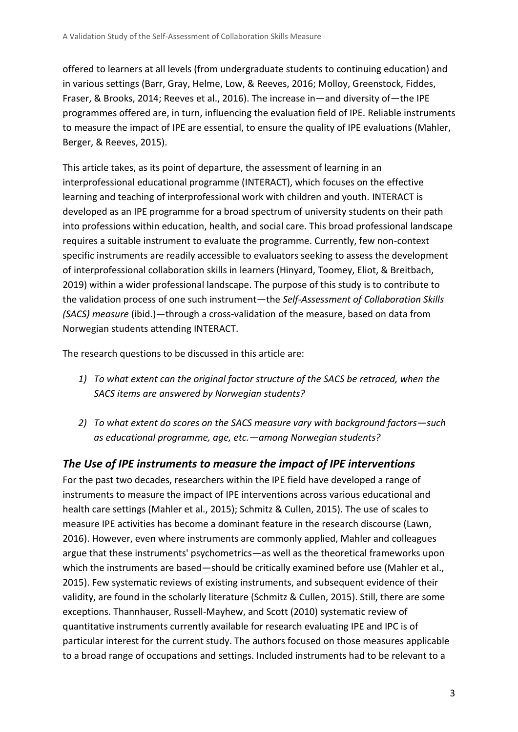offered to learners at all levels (from undergraduate students to continuing education) and in various settings (Barr, Gray, Helme, Low, & Reeves, 2016; Molloy, Greenstock, Fiddes, Fraser, & Brooks, 2014; Reeves et al., 2016). The increase in—and diversity of—the IPE programmes offered are, in turn, influencing the evaluation field of IPE. Reliable instruments to measure the impact of IPE are essential, to ensure the quality of IPE evaluations (Mahler, Berger, & Reeves, 2015).

This article takes, as its point of departure, the assessment of learning in an interprofessional educational programme (INTERACT), which focuses on the effective learning and teaching of interprofessional work with children and youth. INTERACT is developed as an IPE programme for a broad spectrum of university students on their path into professions within education, health, and social care. This broad professional landscape requires a suitable instrument to evaluate the programme. Currently, few non-context specific instruments are readily accessible to evaluators seeking to assess the development of interprofessional collaboration skills in learners (Hinyard, Toomey, Eliot, & Breitbach, 2019) within a wider professional landscape. The purpose of this study is to contribute to the validation process of one such instrument—the *Self-Assessment of Collaboration Skills (SACS) measure* (ibid.)—through a cross-validation of the measure, based on data from Norwegian students attending INTERACT.

The research questions to be discussed in this article are:

1) *To what extent can the original factor structure of the SACS be retraced, when the SACS items are answered by Norwegian students?*

2) *To what extent do scores on the SACS measure vary with background factors—such as educational programme, age, etc.—among Norwegian students?*

## *The Use of IPE instruments to measure the impact of IPE interventions*

For the past two decades, researchers within the IPE field have developed a range of instruments to measure the impact of IPE interventions across various educational and health care settings (Mahler et al., 2015); Schmitz & Cullen, 2015). The use of scales to measure IPE activities has become a dominant feature in the research discourse (Lawn, 2016). However, even where instruments are commonly applied, Mahler and colleagues argue that these instruments' psychometrics—as well as the theoretical frameworks upon which the instruments are based—should be critically examined before use (Mahler et al., 2015). Few systematic reviews of existing instruments, and subsequent evidence of their validity, are found in the scholarly literature (Schmitz & Cullen, 2015). Still, there are some exceptions. Thannhauser, Russell-Mayhew, and Scott (2010) systematic review of quantitative instruments currently available for research evaluating IPE and IPC is of particular interest for the current study. The authors focused on those measures applicable to a broad range of occupations and settings. Included instruments had to be relevant to a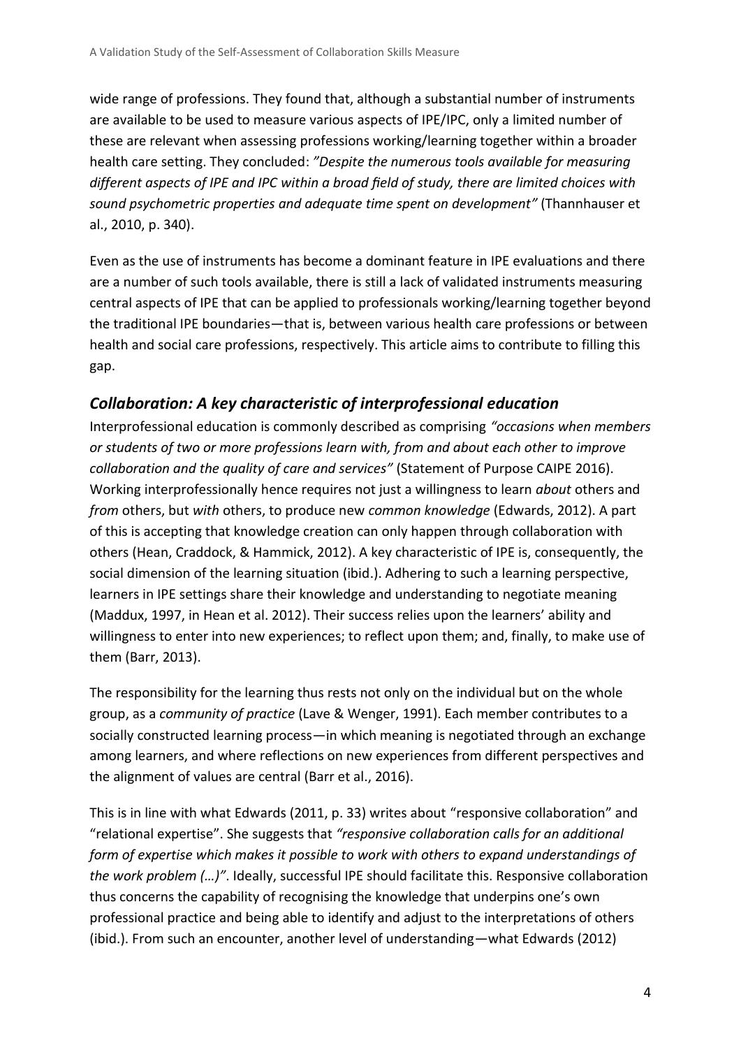wide range of professions. They found that, although a substantial number of instruments are available to be used to measure various aspects of IPE/IPC, only a limited number of these are relevant when assessing professions working/learning together within a broader health care setting. They concluded: *"Despite the numerous tools available for measuring different aspects of IPE and IPC within a broad field of study, there are limited choices with sound psychometric properties and adequate time spent on development"* (Thannhauser et al., 2010, p. 340).

Even as the use of instruments has become a dominant feature in IPE evaluations and there are a number of such tools available, there is still a lack of validated instruments measuring central aspects of IPE that can be applied to professionals working/learning together beyond the traditional IPE boundaries—that is, between various health care professions or between health and social care professions, respectively. This article aims to contribute to filling this gap.

## *Collaboration: A key characteristic of interprofessional education*

Interprofessional education is commonly described as comprising *"occasions when members or students of two or more professions learn with, from and about each other to improve collaboration and the quality of care and services"* (Statement of Purpose CAIPE 2016). Working interprofessionally hence requires not just a willingness to learn *about* others and *from* others, but *with* others, to produce new *common knowledge* (Edwards, 2012). A part of this is accepting that knowledge creation can only happen through collaboration with others (Hean, Craddock, & Hammick, 2012). A key characteristic of IPE is, consequently, the social dimension of the learning situation (ibid.). Adhering to such a learning perspective, learners in IPE settings share their knowledge and understanding to negotiate meaning (Maddux, 1997, in Hean et al. 2012). Their success relies upon the learners' ability and willingness to enter into new experiences; to reflect upon them; and, finally, to make use of them (Barr, 2013).

The responsibility for the learning thus rests not only on the individual but on the whole group, as a *community of practice* (Lave & Wenger, 1991). Each member contributes to a socially constructed learning process—in which meaning is negotiated through an exchange among learners, and where reflections on new experiences from different perspectives and the alignment of values are central (Barr et al., 2016).

This is in line with what Edwards (2011, p. 33) writes about "responsive collaboration" and "relational expertise". She suggests that *"responsive collaboration calls for an additional form of expertise which makes it possible to work with others to expand understandings of the work problem (…)"*. Ideally, successful IPE should facilitate this. Responsive collaboration thus concerns the capability of recognising the knowledge that underpins one's own professional practice and being able to identify and adjust to the interpretations of others (ibid.). From such an encounter, another level of understanding—what Edwards (2012)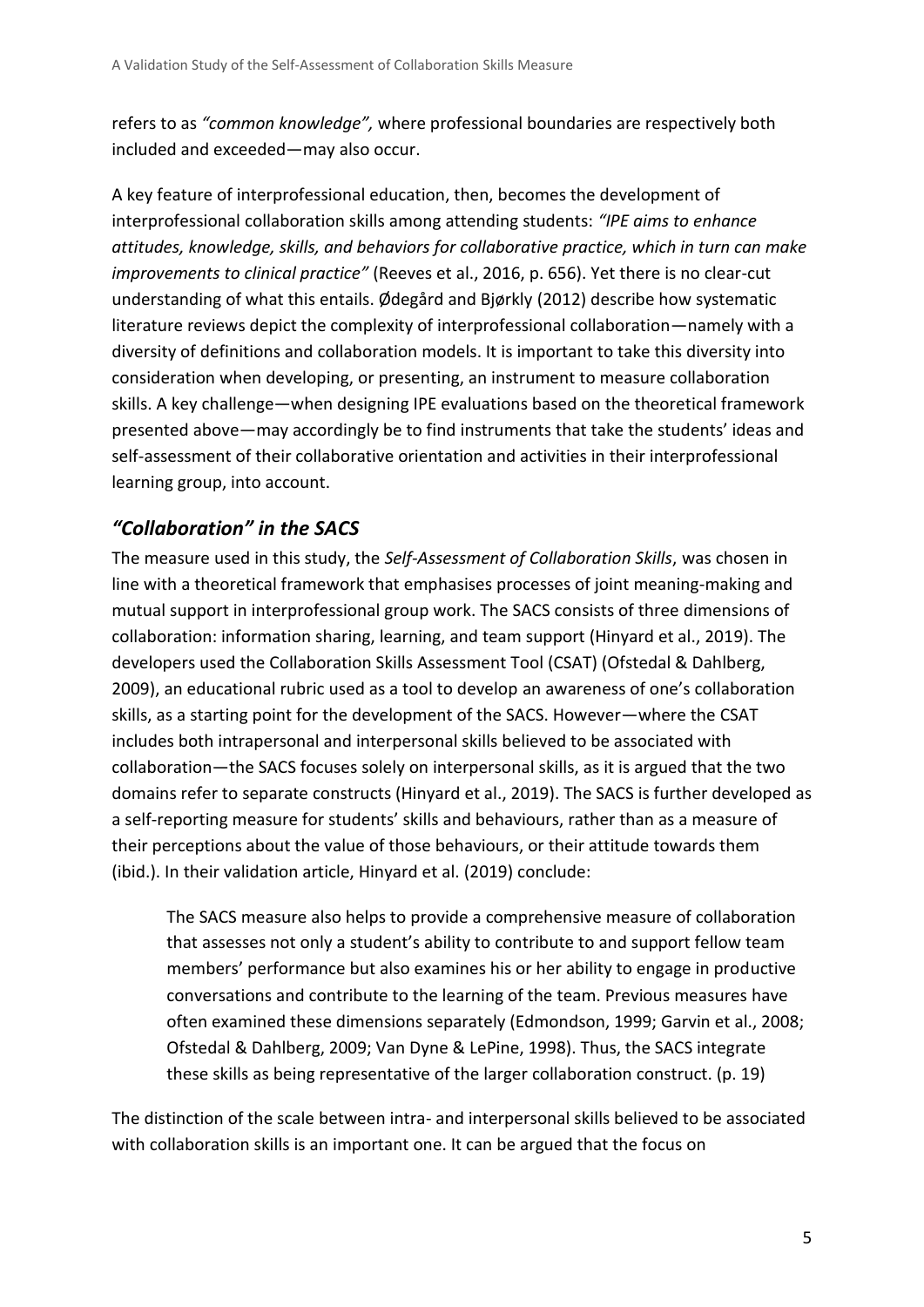refers to as *"common knowledge",* where professional boundaries are respectively both included and exceeded—may also occur.

A key feature of interprofessional education, then, becomes the development of interprofessional collaboration skills among attending students: *"IPE aims to enhance attitudes, knowledge, skills, and behaviors for collaborative practice, which in turn can make improvements to clinical practice"* (Reeves et al., 2016, p. 656). Yet there is no clear-cut understanding of what this entails. Ødegård and Bjørkly (2012) describe how systematic literature reviews depict the complexity of interprofessional collaboration—namely with a diversity of definitions and collaboration models. It is important to take this diversity into consideration when developing, or presenting, an instrument to measure collaboration skills. A key challenge—when designing IPE evaluations based on the theoretical framework presented above—may accordingly be to find instruments that take the students' ideas and self-assessment of their collaborative orientation and activities in their interprofessional learning group, into account.

## *"Collaboration" in the SACS*

The measure used in this study, the *Self-Assessment of Collaboration Skills*, was chosen in line with a theoretical framework that emphasises processes of joint meaning-making and mutual support in interprofessional group work. The SACS consists of three dimensions of collaboration: information sharing, learning, and team support (Hinyard et al., 2019). The developers used the Collaboration Skills Assessment Tool (CSAT) (Ofstedal & Dahlberg, 2009), an educational rubric used as a tool to develop an awareness of one's collaboration skills, as a starting point for the development of the SACS. However—where the CSAT includes both intrapersonal and interpersonal skills believed to be associated with collaboration—the SACS focuses solely on interpersonal skills, as it is argued that the two domains refer to separate constructs (Hinyard et al., 2019). The SACS is further developed as a self-reporting measure for students' skills and behaviours, rather than as a measure of their perceptions about the value of those behaviours, or their attitude towards them (ibid.). In their validation article, Hinyard et al. (2019) conclude:

> The SACS measure also helps to provide a comprehensive measure of collaboration that assesses not only a student's ability to contribute to and support fellow team members' performance but also examines his or her ability to engage in productive conversations and contribute to the learning of the team. Previous measures have often examined these dimensions separately (Edmondson, 1999; Garvin et al., 2008; Ofstedal & Dahlberg, 2009; Van Dyne & LePine, 1998). Thus, the SACS integrate these skills as being representative of the larger collaboration construct. (p. 19)

The distinction of the scale between intra- and interpersonal skills believed to be associated with collaboration skills is an important one. It can be argued that the focus on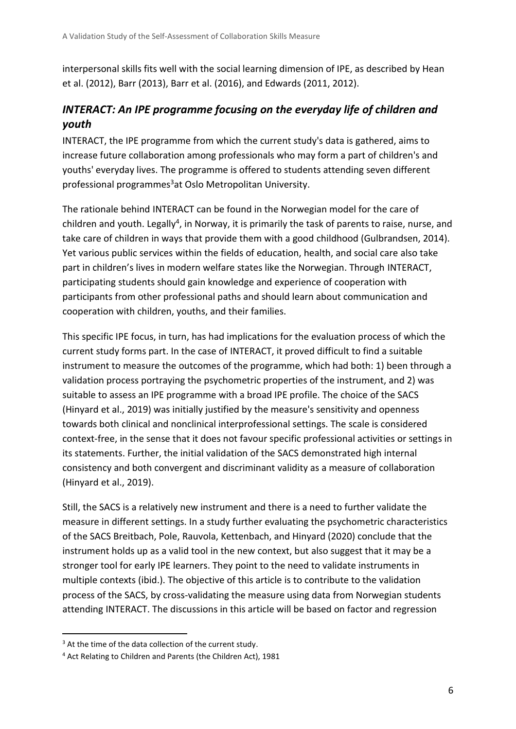interpersonal skills fits well with the social learning dimension of IPE, as described by Hean et al. (2012), Barr (2013), Barr et al. (2016), and Edwards (2011, 2012).

## *INTERACT: An IPE programme focusing on the everyday life of children and youth*

INTERACT, the IPE programme from which the current study's data is gathered, aims to increase future collaboration among professionals who may form a part of children's and youths' everyday lives. The programme is offered to students attending seven different professional programmes[3] at Oslo Metropolitan University.

The rationale behind INTERACT can be found in the Norwegian model for the care of children and youth. Legally[4], in Norway, it is primarily the task of parents to raise, nurse, and take care of children in ways that provide them with a good childhood (Gulbrandsen, 2014). Yet various public services within the fields of education, health, and social care also take part in children's lives in modern welfare states like the Norwegian. Through INTERACT, participating students should gain knowledge and experience of cooperation with participants from other professional paths and should learn about communication and cooperation with children, youths, and their families.

This specific IPE focus, in turn, has had implications for the evaluation process of which the current study forms part. In the case of INTERACT, it proved difficult to find a suitable instrument to measure the outcomes of the programme, which had both: 1) been through a validation process portraying the psychometric properties of the instrument, and 2) was suitable to assess an IPE programme with a broad IPE profile. The choice of the SACS (Hinyard et al., 2019) was initially justified by the measure's sensitivity and openness towards both clinical and nonclinical interprofessional settings. The scale is considered context-free, in the sense that it does not favour specific professional activities or settings in its statements. Further, the initial validation of the SACS demonstrated high internal consistency and both convergent and discriminant validity as a measure of collaboration (Hinyard et al., 2019).

Still, the SACS is a relatively new instrument and there is a need to further validate the measure in different settings. In a study further evaluating the psychometric characteristics of the SACS Breitbach, Pole, Rauvola, Kettenbach, and Hinyard (2020) conclude that the instrument holds up as a valid tool in the new context, but also suggest that it may be a stronger tool for early IPE learners. They point to the need to validate instruments in multiple contexts (ibid.). The objective of this article is to contribute to the validation process of the SACS, by cross-validating the measure using data from Norwegian students attending INTERACT. The discussions in this article will be based on factor and regression

[3] At the time of the data collection of the current study.

[4] Act Relating to Children and Parents (the Children Act), 1981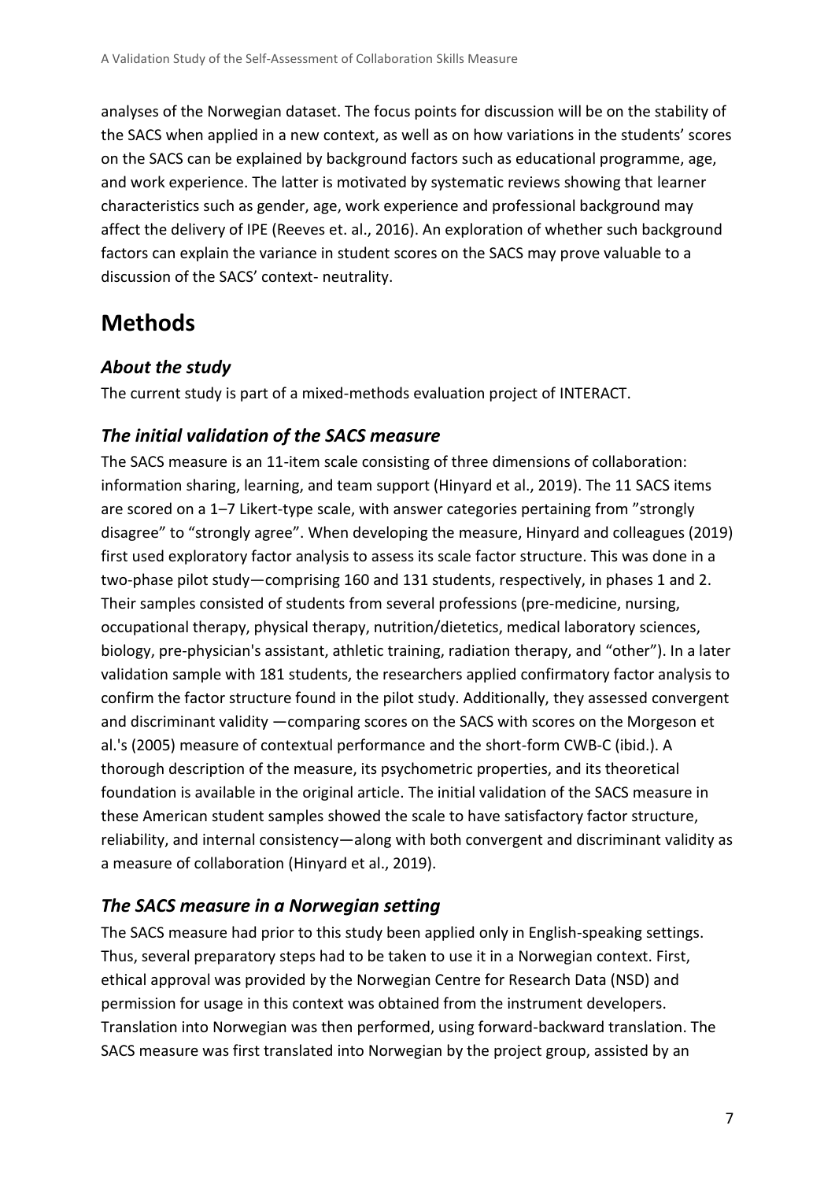analyses of the Norwegian dataset. The focus points for discussion will be on the stability of the SACS when applied in a new context, as well as on how variations in the students' scores on the SACS can be explained by background factors such as educational programme, age, and work experience. The latter is motivated by systematic reviews showing that learner characteristics such as gender, age, work experience and professional background may affect the delivery of IPE (Reeves et. al., 2016). An exploration of whether such background factors can explain the variance in student scores on the SACS may prove valuable to a discussion of the SACS' context- neutrality.

# Methods

### *About the study*

The current study is part of a mixed-methods evaluation project of INTERACT.

### *The initial validation of the SACS measure*

The SACS measure is an 11-item scale consisting of three dimensions of collaboration: information sharing, learning, and team support (Hinyard et al., 2019). The 11 SACS items are scored on a 1–7 Likert-type scale, with answer categories pertaining from "strongly disagree" to "strongly agree". When developing the measure, Hinyard and colleagues (2019) first used exploratory factor analysis to assess its scale factor structure. This was done in a two-phase pilot study—comprising 160 and 131 students, respectively, in phases 1 and 2. Their samples consisted of students from several professions (pre-medicine, nursing, occupational therapy, physical therapy, nutrition/dietetics, medical laboratory sciences, biology, pre-physician's assistant, athletic training, radiation therapy, and "other"). In a later validation sample with 181 students, the researchers applied confirmatory factor analysis to confirm the factor structure found in the pilot study. Additionally, they assessed convergent and discriminant validity —comparing scores on the SACS with scores on the Morgeson et al.'s (2005) measure of contextual performance and the short-form CWB-C (ibid.). A thorough description of the measure, its psychometric properties, and its theoretical foundation is available in the original article. The initial validation of the SACS measure in these American student samples showed the scale to have satisfactory factor structure, reliability, and internal consistency—along with both convergent and discriminant validity as a measure of collaboration (Hinyard et al., 2019).

### *The SACS measure in a Norwegian setting*

The SACS measure had prior to this study been applied only in English-speaking settings. Thus, several preparatory steps had to be taken to use it in a Norwegian context. First, ethical approval was provided by the Norwegian Centre for Research Data (NSD) and permission for usage in this context was obtained from the instrument developers. Translation into Norwegian was then performed, using forward-backward translation. The SACS measure was first translated into Norwegian by the project group, assisted by an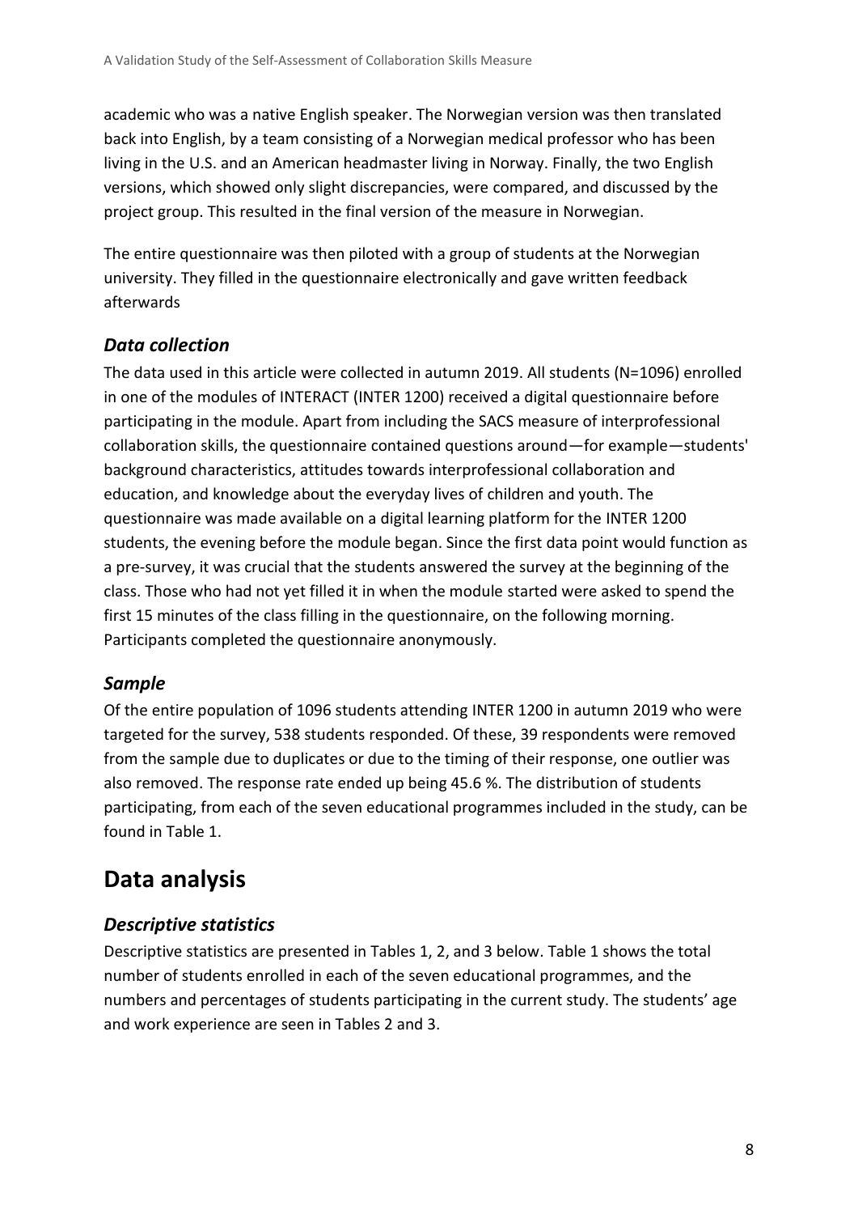academic who was a native English speaker. The Norwegian version was then translated back into English, by a team consisting of a Norwegian medical professor who has been living in the U.S. and an American headmaster living in Norway. Finally, the two English versions, which showed only slight discrepancies, were compared, and discussed by the project group. This resulted in the final version of the measure in Norwegian.

The entire questionnaire was then piloted with a group of students at the Norwegian university. They filled in the questionnaire electronically and gave written feedback afterwards

### *Data collection*

The data used in this article were collected in autumn 2019. All students (N=1096) enrolled in one of the modules of INTERACT (INTER 1200) received a digital questionnaire before participating in the module. Apart from including the SACS measure of interprofessional collaboration skills, the questionnaire contained questions around—for example—students' background characteristics, attitudes towards interprofessional collaboration and education, and knowledge about the everyday lives of children and youth. The questionnaire was made available on a digital learning platform for the INTER 1200 students, the evening before the module began. Since the first data point would function as a pre-survey, it was crucial that the students answered the survey at the beginning of the class. Those who had not yet filled it in when the module started were asked to spend the first 15 minutes of the class filling in the questionnaire, on the following morning. Participants completed the questionnaire anonymously.

### *Sample*

Of the entire population of 1096 students attending INTER 1200 in autumn 2019 who were targeted for the survey, 538 students responded. Of these, 39 respondents were removed from the sample due to duplicates or due to the timing of their response, one outlier was also removed. The response rate ended up being 45.6 %. The distribution of students participating, from each of the seven educational programmes included in the study, can be found in Table 1.

## Data analysis

### *Descriptive statistics*

Descriptive statistics are presented in Tables 1, 2, and 3 below. Table 1 shows the total number of students enrolled in each of the seven educational programmes, and the numbers and percentages of students participating in the current study. The students' age and work experience are seen in Tables 2 and 3.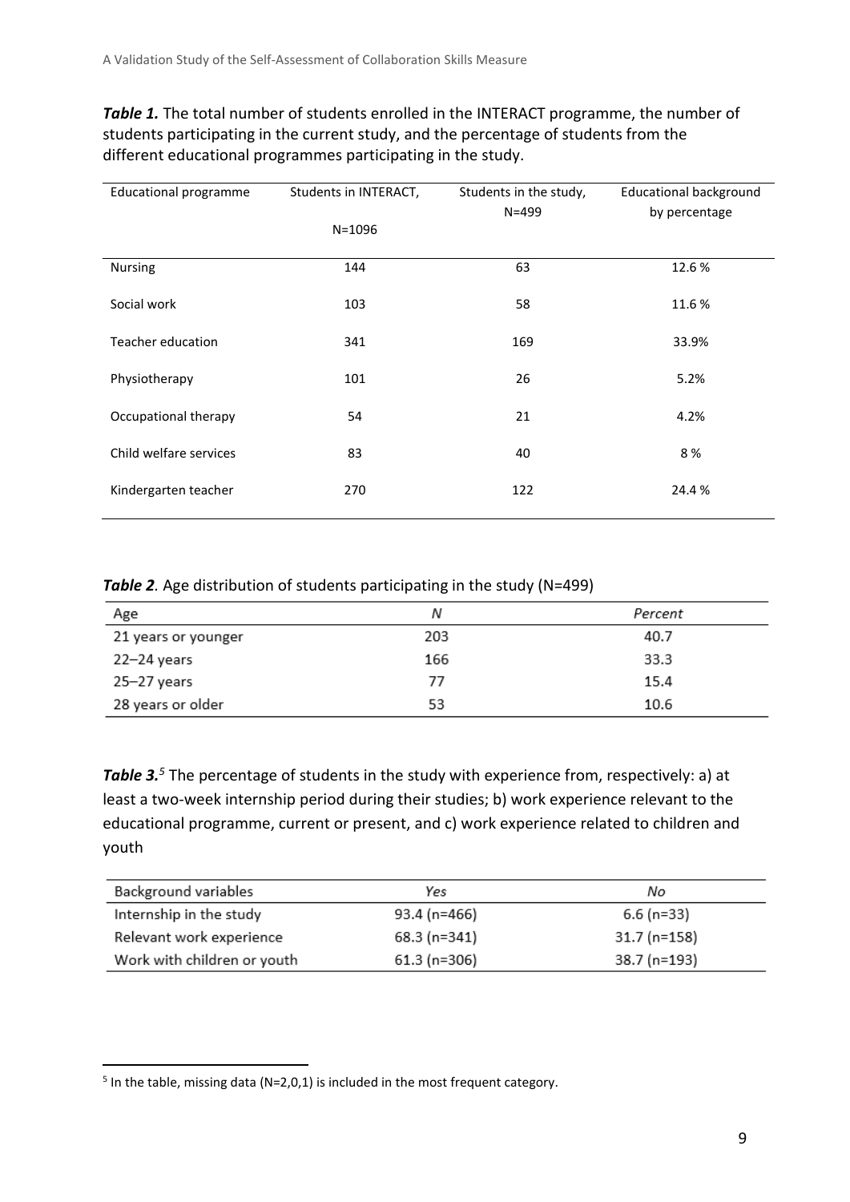***Table 1.*** The total number of students enrolled in the INTERACT programme, the number of students participating in the current study, and the percentage of students from the different educational programmes participating in the study.

| Educational programme | Students in INTERACT, N=1096 | Students in the study, N=499 | Educational background by percentage |
|---|---|---|---|
| Nursing | 144 | 63 | 12.6 % |
| Social work | 103 | 58 | 11.6 % |
| Teacher education | 341 | 169 | 33.9% |
| Physiotherapy | 101 | 26 | 5.2% |
| Occupational therapy | 54 | 21 | 4.2% |
| Child welfare services | 83 | 40 | 8 % |
| Kindergarten teacher | 270 | 122 | 24.4 % |

***Table 2.*** Age distribution of students participating in the study (N=499)

| Age | *N* | *Percent* |
|---|---|---|
| 21 years or younger | 203 | 40.7 |
| 22–24 years | 166 | 33.3 |
| 25–27 years | 77 | 15.4 |
| 28 years or older | 53 | 10.6 |

***Table 3.***[5] The percentage of students in the study with experience from, respectively: a) at least a two-week internship period during their studies; b) work experience relevant to the educational programme, current or present, and c) work experience related to children and youth

| Background variables | *Yes* | *No* |
|---|---|---|
| Internship in the study | 93.4 (n=466) | 6.6 (n=33) |
| Relevant work experience | 68.3 (n=341) | 31.7 (n=158) |
| Work with children or youth | 61.3 (n=306) | 38.7 (n=193) |

[5] In the table, missing data (N=2,0,1) is included in the most frequent category.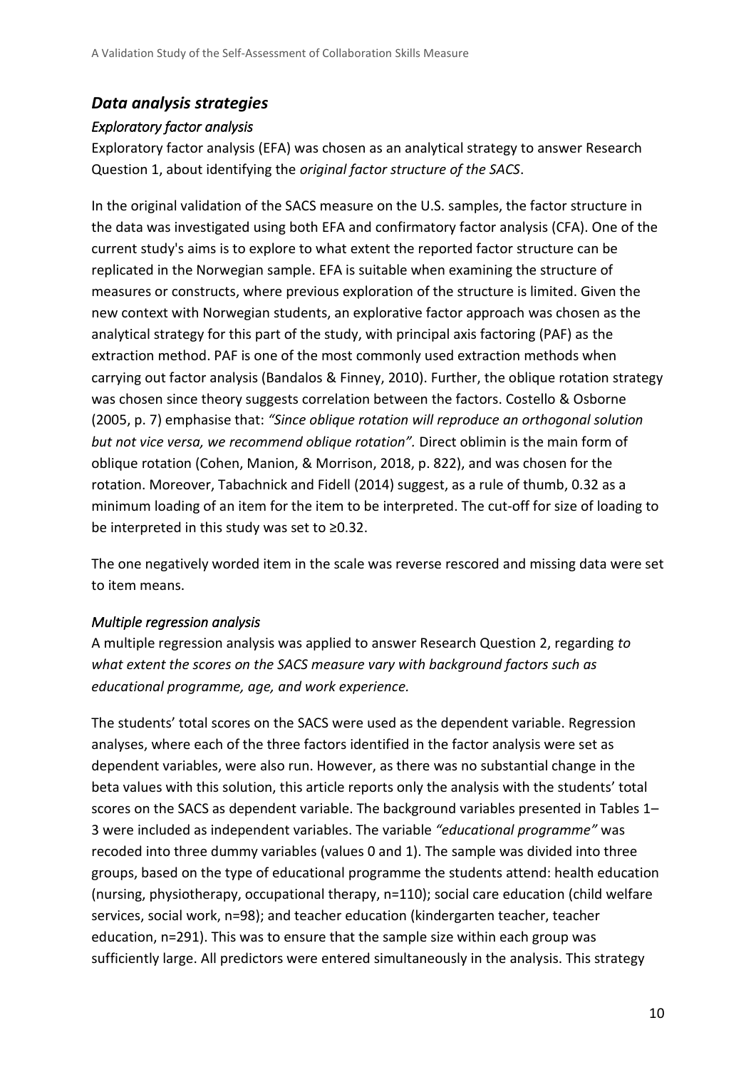## *Data analysis strategies*

### *Exploratory factor analysis*

Exploratory factor analysis (EFA) was chosen as an analytical strategy to answer Research Question 1, about identifying the *original factor structure of the SACS*.

In the original validation of the SACS measure on the U.S. samples, the factor structure in the data was investigated using both EFA and confirmatory factor analysis (CFA). One of the current study's aims is to explore to what extent the reported factor structure can be replicated in the Norwegian sample. EFA is suitable when examining the structure of measures or constructs, where previous exploration of the structure is limited. Given the new context with Norwegian students, an explorative factor approach was chosen as the analytical strategy for this part of the study, with principal axis factoring (PAF) as the extraction method. PAF is one of the most commonly used extraction methods when carrying out factor analysis (Bandalos & Finney, 2010). Further, the oblique rotation strategy was chosen since theory suggests correlation between the factors. Costello & Osborne (2005, p. 7) emphasise that: *"Since oblique rotation will reproduce an orthogonal solution but not vice versa, we recommend oblique rotation".* Direct oblimin is the main form of oblique rotation (Cohen, Manion, & Morrison, 2018, p. 822), and was chosen for the rotation. Moreover, Tabachnick and Fidell (2014) suggest, as a rule of thumb, 0.32 as a minimum loading of an item for the item to be interpreted. The cut-off for size of loading to be interpreted in this study was set to ≥0.32.

The one negatively worded item in the scale was reverse rescored and missing data were set to item means.

### *Multiple regression analysis*

A multiple regression analysis was applied to answer Research Question 2, regarding *to what extent the scores on the SACS measure vary with background factors such as educational programme, age, and work experience.*

The students' total scores on the SACS were used as the dependent variable. Regression analyses, where each of the three factors identified in the factor analysis were set as dependent variables, were also run. However, as there was no substantial change in the beta values with this solution, this article reports only the analysis with the students' total scores on the SACS as dependent variable. The background variables presented in Tables 1–3 were included as independent variables. The variable *"educational programme"* was recoded into three dummy variables (values 0 and 1). The sample was divided into three groups, based on the type of educational programme the students attend: health education (nursing, physiotherapy, occupational therapy, n=110); social care education (child welfare services, social work, n=98); and teacher education (kindergarten teacher, teacher education, n=291). This was to ensure that the sample size within each group was sufficiently large. All predictors were entered simultaneously in the analysis. This strategy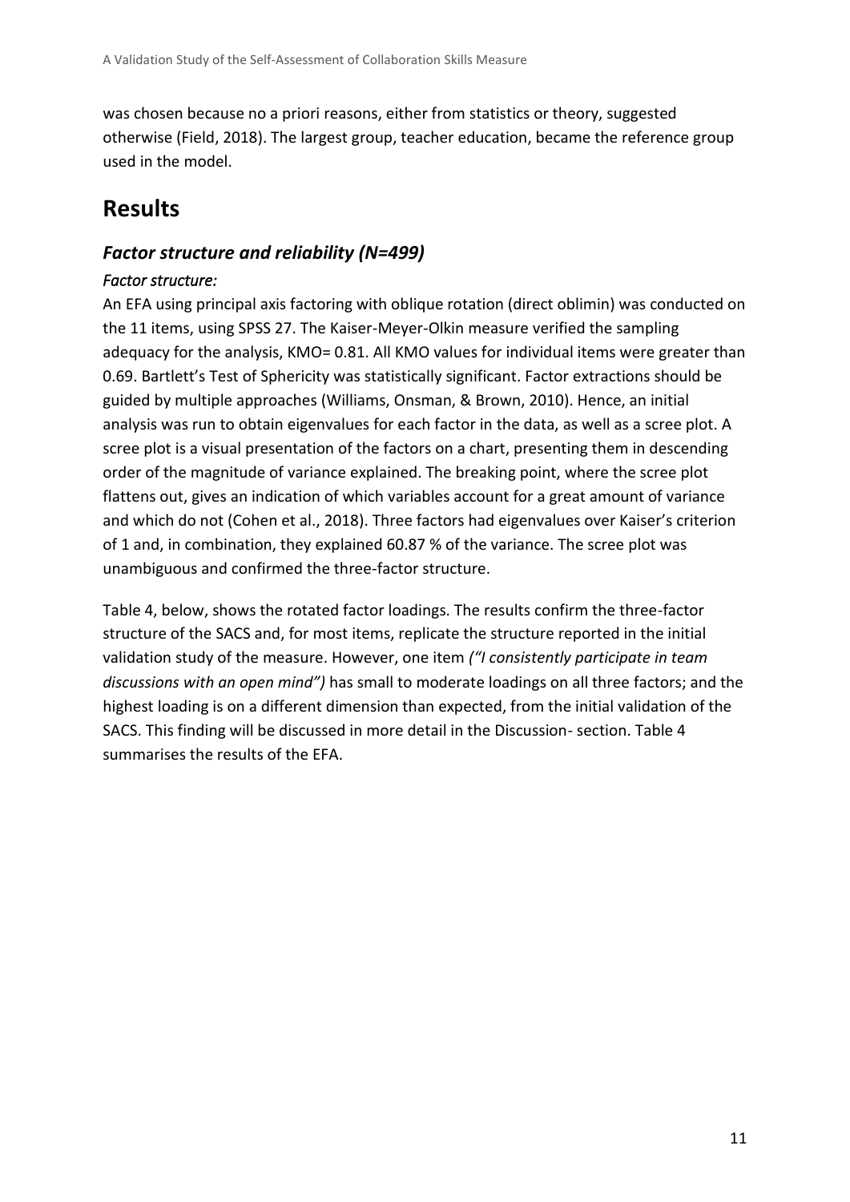was chosen because no a priori reasons, either from statistics or theory, suggested otherwise (Field, 2018). The largest group, teacher education, became the reference group used in the model.

# Results

## *Factor structure and reliability (N=499)*

### *Factor structure:*

An EFA using principal axis factoring with oblique rotation (direct oblimin) was conducted on the 11 items, using SPSS 27. The Kaiser-Meyer-Olkin measure verified the sampling adequacy for the analysis, KMO= 0.81. All KMO values for individual items were greater than 0.69. Bartlett's Test of Sphericity was statistically significant. Factor extractions should be guided by multiple approaches (Williams, Onsman, & Brown, 2010). Hence, an initial analysis was run to obtain eigenvalues for each factor in the data, as well as a scree plot. A scree plot is a visual presentation of the factors on a chart, presenting them in descending order of the magnitude of variance explained. The breaking point, where the scree plot flattens out, gives an indication of which variables account for a great amount of variance and which do not (Cohen et al., 2018). Three factors had eigenvalues over Kaiser's criterion of 1 and, in combination, they explained 60.87 % of the variance. The scree plot was unambiguous and confirmed the three-factor structure.

Table 4, below, shows the rotated factor loadings. The results confirm the three-factor structure of the SACS and, for most items, replicate the structure reported in the initial validation study of the measure. However, one item *("I consistently participate in team discussions with an open mind")* has small to moderate loadings on all three factors; and the highest loading is on a different dimension than expected, from the initial validation of the SACS. This finding will be discussed in more detail in the Discussion- section. Table 4 summarises the results of the EFA.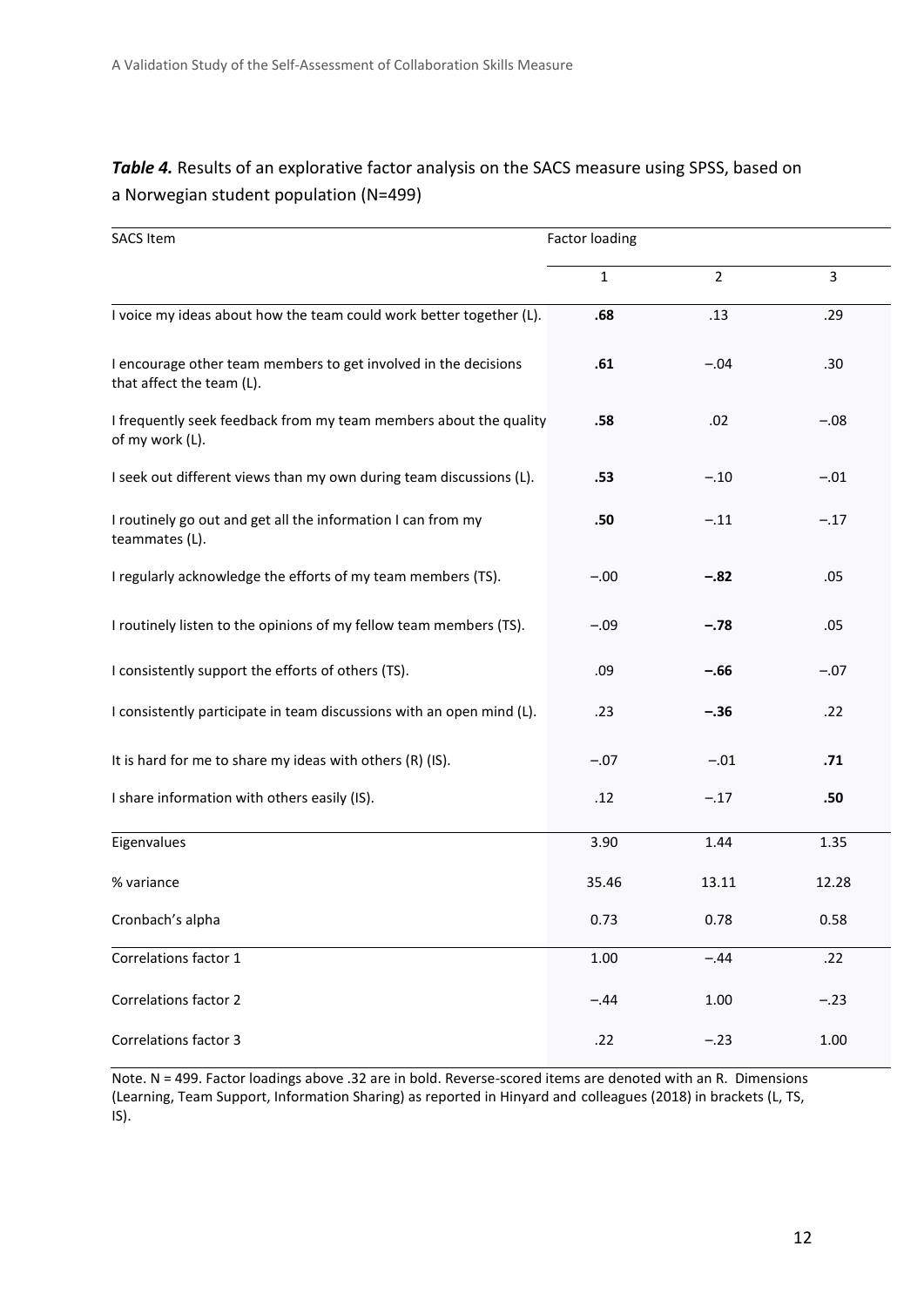***Table 4.*** Results of an explorative factor analysis on the SACS measure using SPSS, based on a Norwegian student population (N=499)

| SACS Item | Factor loading | | |
|---|---|---|---|
| | 1 | 2 | 3 |
| I voice my ideas about how the team could work better together (L). | **.68** | .13 | .29 |
| I encourage other team members to get involved in the decisions that affect the team (L). | **.61** | −.04 | .30 |
| I frequently seek feedback from my team members about the quality of my work (L). | **.58** | .02 | −.08 |
| I seek out different views than my own during team discussions (L). | **.53** | −.10 | −.01 |
| I routinely go out and get all the information I can from my teammates (L). | **.50** | −.11 | −.17 |
| I regularly acknowledge the efforts of my team members (TS). | −.00 | **−.82** | .05 |
| I routinely listen to the opinions of my fellow team members (TS). | −.09 | **−.78** | .05 |
| I consistently support the efforts of others (TS). | .09 | **−.66** | −.07 |
| I consistently participate in team discussions with an open mind (L). | .23 | **−.36** | .22 |
| It is hard for me to share my ideas with others (R) (IS). | −.07 | −.01 | **.71** |
| I share information with others easily (IS). | .12 | −.17 | **.50** |
| Eigenvalues | 3.90 | 1.44 | 1.35 |
| % variance | 35.46 | 13.11 | 12.28 |
| Cronbach's alpha | 0.73 | 0.78 | 0.58 |
| Correlations factor 1 | 1.00 | −.44 | .22 |
| Correlations factor 2 | −.44 | 1.00 | −.23 |
| Correlations factor 3 | .22 | −.23 | 1.00 |

Note. N = 499. Factor loadings above .32 are in bold. Reverse-scored items are denoted with an R. Dimensions (Learning, Team Support, Information Sharing) as reported in Hinyard and colleagues (2018) in brackets (L, TS, IS).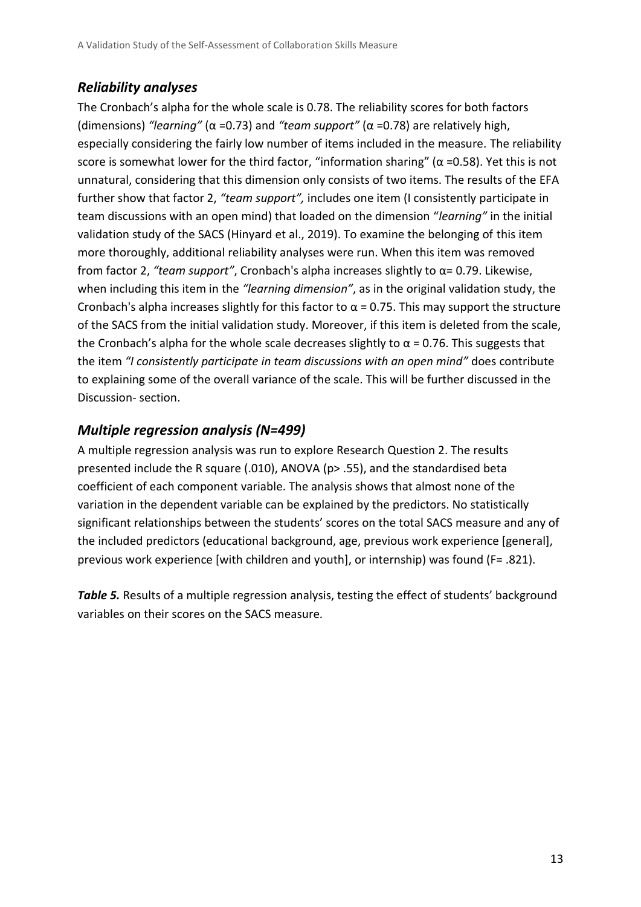## *Reliability analyses*

The Cronbach's alpha for the whole scale is 0.78. The reliability scores for both factors (dimensions) *"learning"* ($\alpha$ =0.73) and *"team support"* ($\alpha$ =0.78) are relatively high, especially considering the fairly low number of items included in the measure. The reliability score is somewhat lower for the third factor, "information sharing" ($\alpha$ =0.58). Yet this is not unnatural, considering that this dimension only consists of two items. The results of the EFA further show that factor 2, *"team support",* includes one item (I consistently participate in team discussions with an open mind) that loaded on the dimension "*learning"* in the initial validation study of the SACS (Hinyard et al., 2019). To examine the belonging of this item more thoroughly, additional reliability analyses were run. When this item was removed from factor 2, *"team support"*, Cronbach's alpha increases slightly to $\alpha$= 0.79. Likewise, when including this item in the *"learning dimension"*, as in the original validation study, the Cronbach's alpha increases slightly for this factor to $\alpha$ = 0.75. This may support the structure of the SACS from the initial validation study. Moreover, if this item is deleted from the scale, the Cronbach's alpha for the whole scale decreases slightly to $\alpha$ = 0.76. This suggests that the item *"I consistently participate in team discussions with an open mind"* does contribute to explaining some of the overall variance of the scale. This will be further discussed in the Discussion- section.

## *Multiple regression analysis (N=499)*

A multiple regression analysis was run to explore Research Question 2. The results presented include the R square (.010), ANOVA (p> .55), and the standardised beta coefficient of each component variable. The analysis shows that almost none of the variation in the dependent variable can be explained by the predictors. No statistically significant relationships between the students' scores on the total SACS measure and any of the included predictors (educational background, age, previous work experience [general], previous work experience [with children and youth], or internship) was found (F= .821).

***Table 5.*** Results of a multiple regression analysis, testing the effect of students' background variables on their scores on the SACS measure.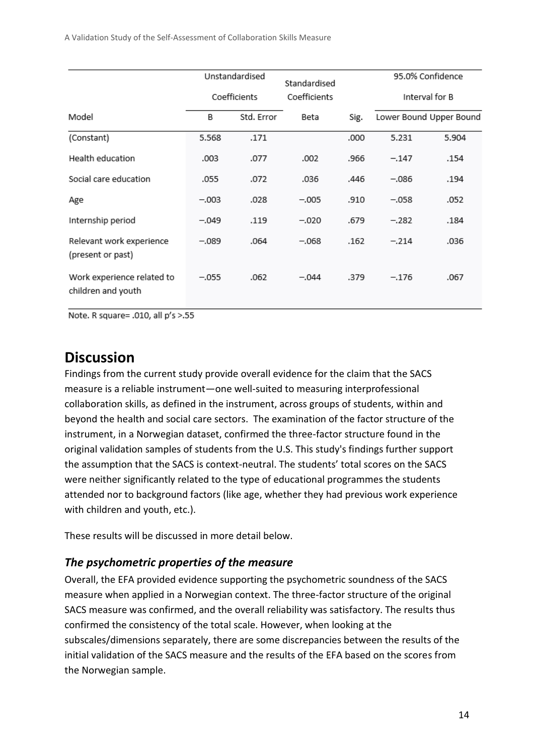| Model | Unstandardised Coefficients | | Standardised Coefficients | Sig. | 95.0% Confidence Interval for B | |
|---|---|---|---|---|---|---|
| | B | Std. Error | Beta | | Lower Bound | Upper Bound |
| (Constant) | 5.568 | .171 | | .000 | 5.231 | 5.904 |
| Health education | .003 | .077 | .002 | .966 | −.147 | .154 |
| Social care education | .055 | .072 | .036 | .446 | −.086 | .194 |
| Age | −.003 | .028 | −.005 | .910 | −.058 | .052 |
| Internship period | −.049 | .119 | −.020 | .679 | −.282 | .184 |
| Relevant work experience (present or past) | −.089 | .064 | −.068 | .162 | −.214 | .036 |
| Work experience related to children and youth | −.055 | .062 | −.044 | .379 | −.176 | .067 |

Note. R square= .010, all p's >.55

# Discussion

Findings from the current study provide overall evidence for the claim that the SACS measure is a reliable instrument—one well-suited to measuring interprofessional collaboration skills, as defined in the instrument, across groups of students, within and beyond the health and social care sectors. The examination of the factor structure of the instrument, in a Norwegian dataset, confirmed the three-factor structure found in the original validation samples of students from the U.S. This study's findings further support the assumption that the SACS is context-neutral. The students' total scores on the SACS were neither significantly related to the type of educational programmes the students attended nor to background factors (like age, whether they had previous work experience with children and youth, etc.).

These results will be discussed in more detail below.

## *The psychometric properties of the measure*

Overall, the EFA provided evidence supporting the psychometric soundness of the SACS measure when applied in a Norwegian context. The three-factor structure of the original SACS measure was confirmed, and the overall reliability was satisfactory. The results thus confirmed the consistency of the total scale. However, when looking at the subscales/dimensions separately, there are some discrepancies between the results of the initial validation of the SACS measure and the results of the EFA based on the scores from the Norwegian sample.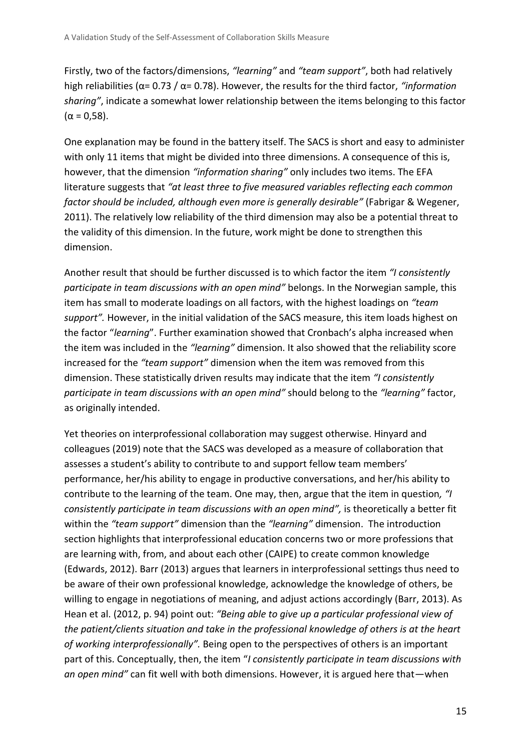Firstly, two of the factors/dimensions, *"learning"* and *"team support"*, both had relatively high reliabilities ($\alpha$= 0.73 / $\alpha$= 0.78). However, the results for the third factor, *"information sharing"*, indicate a somewhat lower relationship between the items belonging to this factor ($\alpha$ = 0,58).

One explanation may be found in the battery itself. The SACS is short and easy to administer with only 11 items that might be divided into three dimensions. A consequence of this is, however, that the dimension *"information sharing"* only includes two items. The EFA literature suggests that *"at least three to five measured variables reflecting each common factor should be included, although even more is generally desirable"* (Fabrigar & Wegener, 2011). The relatively low reliability of the third dimension may also be a potential threat to the validity of this dimension. In the future, work might be done to strengthen this dimension.

Another result that should be further discussed is to which factor the item *"I consistently participate in team discussions with an open mind"* belongs. In the Norwegian sample, this item has small to moderate loadings on all factors, with the highest loadings on *"team support".* However, in the initial validation of the SACS measure, this item loads highest on the factor "*learning*". Further examination showed that Cronbach's alpha increased when the item was included in the *"learning"* dimension. It also showed that the reliability score increased for the *"team support"* dimension when the item was removed from this dimension. These statistically driven results may indicate that the item *"I consistently participate in team discussions with an open mind"* should belong to the *"learning"* factor, as originally intended.

Yet theories on interprofessional collaboration may suggest otherwise. Hinyard and colleagues (2019) note that the SACS was developed as a measure of collaboration that assesses a student's ability to contribute to and support fellow team members' performance, her/his ability to engage in productive conversations, and her/his ability to contribute to the learning of the team. One may, then, argue that the item in question*, "I consistently participate in team discussions with an open mind",* is theoretically a better fit within the *"team support"* dimension than the *"learning"* dimension. The introduction section highlights that interprofessional education concerns two or more professions that are learning with, from, and about each other (CAIPE) to create common knowledge (Edwards, 2012). Barr (2013) argues that learners in interprofessional settings thus need to be aware of their own professional knowledge, acknowledge the knowledge of others, be willing to engage in negotiations of meaning, and adjust actions accordingly (Barr, 2013). As Hean et al. (2012, p. 94) point out: *"Being able to give up a particular professional view of the patient/clients situation and take in the professional knowledge of others is at the heart of working interprofessionally".* Being open to the perspectives of others is an important part of this. Conceptually, then, the item "*I consistently participate in team discussions with an open mind"* can fit well with both dimensions. However, it is argued here that—when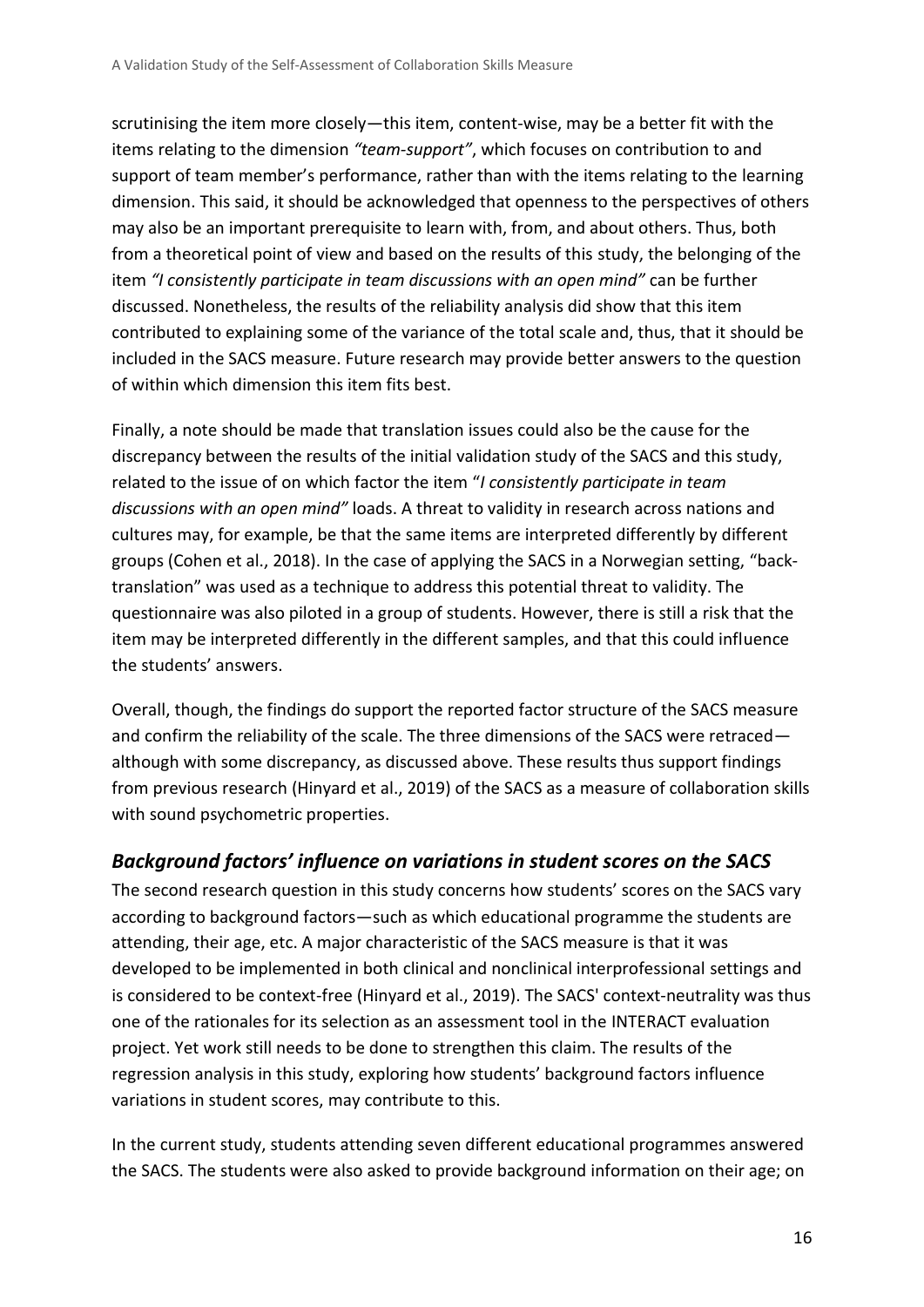scrutinising the item more closely—this item, content-wise, may be a better fit with the items relating to the dimension *"team-support"*, which focuses on contribution to and support of team member's performance, rather than with the items relating to the learning dimension. This said, it should be acknowledged that openness to the perspectives of others may also be an important prerequisite to learn with, from, and about others. Thus, both from a theoretical point of view and based on the results of this study, the belonging of the item *"I consistently participate in team discussions with an open mind"* can be further discussed. Nonetheless, the results of the reliability analysis did show that this item contributed to explaining some of the variance of the total scale and, thus, that it should be included in the SACS measure. Future research may provide better answers to the question of within which dimension this item fits best.

Finally, a note should be made that translation issues could also be the cause for the discrepancy between the results of the initial validation study of the SACS and this study, related to the issue of on which factor the item "*I consistently participate in team discussions with an open mind"* loads. A threat to validity in research across nations and cultures may, for example, be that the same items are interpreted differently by different groups (Cohen et al., 2018). In the case of applying the SACS in a Norwegian setting, "back-translation" was used as a technique to address this potential threat to validity. The questionnaire was also piloted in a group of students. However, there is still a risk that the item may be interpreted differently in the different samples, and that this could influence the students' answers.

Overall, though, the findings do support the reported factor structure of the SACS measure and confirm the reliability of the scale. The three dimensions of the SACS were retraced—although with some discrepancy, as discussed above. These results thus support findings from previous research (Hinyard et al., 2019) of the SACS as a measure of collaboration skills with sound psychometric properties.

### *Background factors' influence on variations in student scores on the SACS*

The second research question in this study concerns how students' scores on the SACS vary according to background factors—such as which educational programme the students are attending, their age, etc. A major characteristic of the SACS measure is that it was developed to be implemented in both clinical and nonclinical interprofessional settings and is considered to be context-free (Hinyard et al., 2019). The SACS' context-neutrality was thus one of the rationales for its selection as an assessment tool in the INTERACT evaluation project. Yet work still needs to be done to strengthen this claim. The results of the regression analysis in this study, exploring how students' background factors influence variations in student scores, may contribute to this.

In the current study, students attending seven different educational programmes answered the SACS. The students were also asked to provide background information on their age; on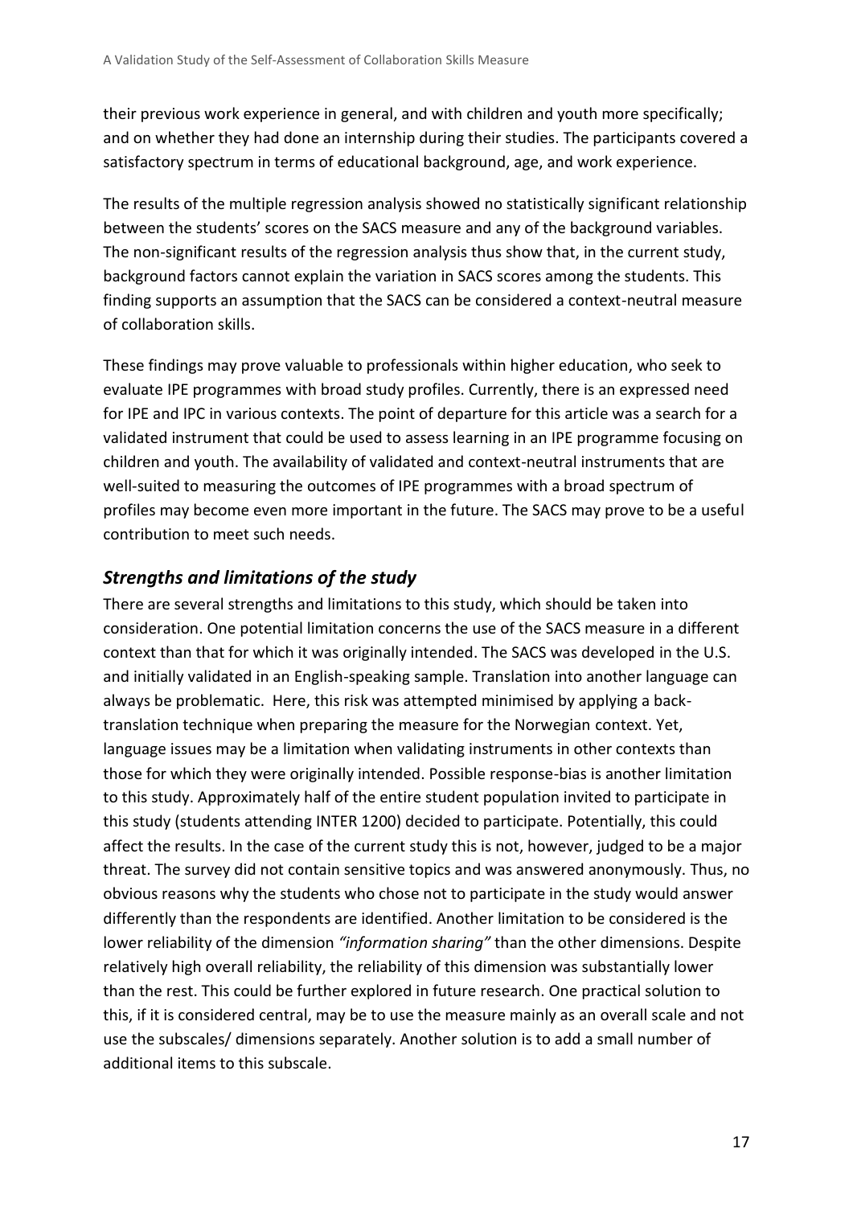their previous work experience in general, and with children and youth more specifically; and on whether they had done an internship during their studies. The participants covered a satisfactory spectrum in terms of educational background, age, and work experience.

The results of the multiple regression analysis showed no statistically significant relationship between the students' scores on the SACS measure and any of the background variables. The non-significant results of the regression analysis thus show that, in the current study, background factors cannot explain the variation in SACS scores among the students. This finding supports an assumption that the SACS can be considered a context-neutral measure of collaboration skills.

These findings may prove valuable to professionals within higher education, who seek to evaluate IPE programmes with broad study profiles. Currently, there is an expressed need for IPE and IPC in various contexts. The point of departure for this article was a search for a validated instrument that could be used to assess learning in an IPE programme focusing on children and youth. The availability of validated and context-neutral instruments that are well-suited to measuring the outcomes of IPE programmes with a broad spectrum of profiles may become even more important in the future. The SACS may prove to be a useful contribution to meet such needs.

## *Strengths and limitations of the study*

There are several strengths and limitations to this study, which should be taken into consideration. One potential limitation concerns the use of the SACS measure in a different context than that for which it was originally intended. The SACS was developed in the U.S. and initially validated in an English-speaking sample. Translation into another language can always be problematic. Here, this risk was attempted minimised by applying a back-translation technique when preparing the measure for the Norwegian context. Yet, language issues may be a limitation when validating instruments in other contexts than those for which they were originally intended. Possible response-bias is another limitation to this study. Approximately half of the entire student population invited to participate in this study (students attending INTER 1200) decided to participate. Potentially, this could affect the results. In the case of the current study this is not, however, judged to be a major threat. The survey did not contain sensitive topics and was answered anonymously. Thus, no obvious reasons why the students who chose not to participate in the study would answer differently than the respondents are identified. Another limitation to be considered is the lower reliability of the dimension *"information sharing"* than the other dimensions. Despite relatively high overall reliability, the reliability of this dimension was substantially lower than the rest. This could be further explored in future research. One practical solution to this, if it is considered central, may be to use the measure mainly as an overall scale and not use the subscales/ dimensions separately. Another solution is to add a small number of additional items to this subscale.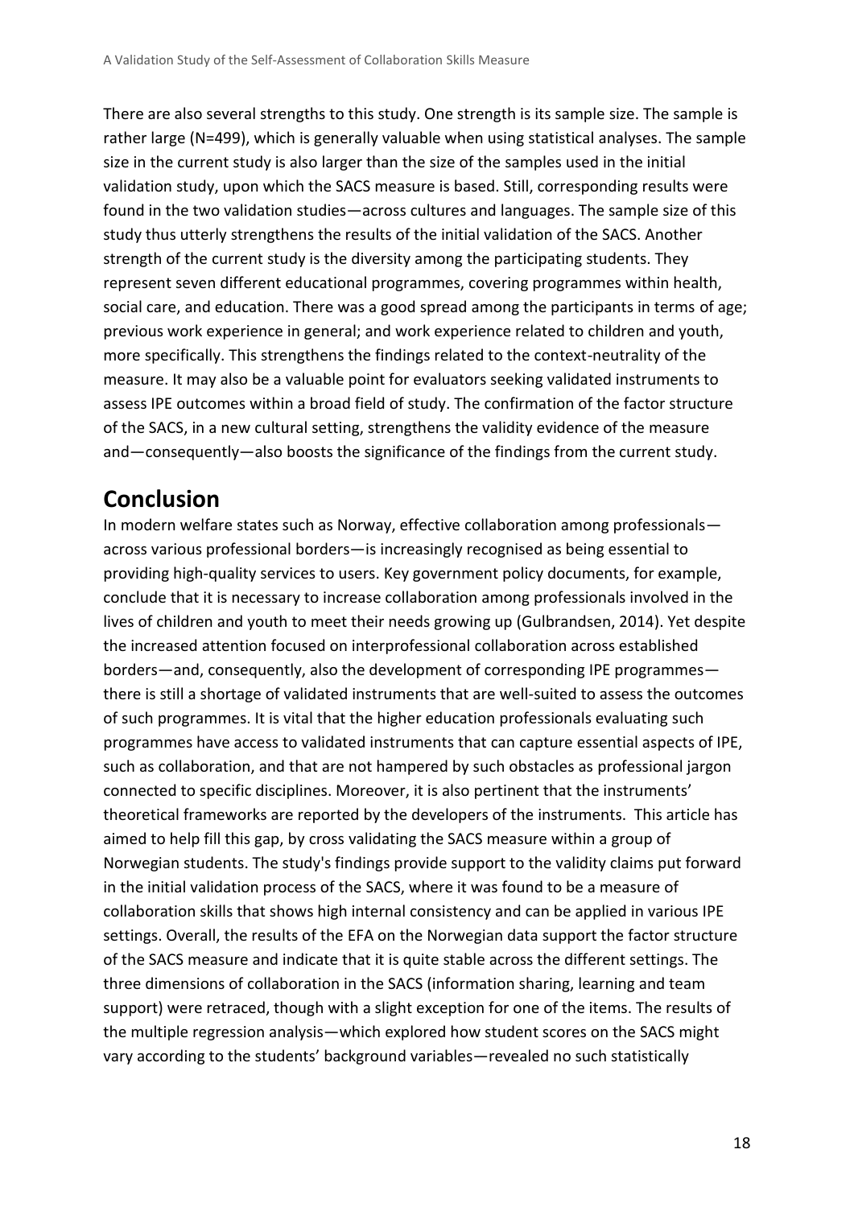There are also several strengths to this study. One strength is its sample size. The sample is rather large (N=499), which is generally valuable when using statistical analyses. The sample size in the current study is also larger than the size of the samples used in the initial validation study, upon which the SACS measure is based. Still, corresponding results were found in the two validation studies—across cultures and languages. The sample size of this study thus utterly strengthens the results of the initial validation of the SACS. Another strength of the current study is the diversity among the participating students. They represent seven different educational programmes, covering programmes within health, social care, and education. There was a good spread among the participants in terms of age; previous work experience in general; and work experience related to children and youth, more specifically. This strengthens the findings related to the context-neutrality of the measure. It may also be a valuable point for evaluators seeking validated instruments to assess IPE outcomes within a broad field of study. The confirmation of the factor structure of the SACS, in a new cultural setting, strengthens the validity evidence of the measure and—consequently—also boosts the significance of the findings from the current study.

## Conclusion

In modern welfare states such as Norway, effective collaboration among professionals—across various professional borders—is increasingly recognised as being essential to providing high-quality services to users. Key government policy documents, for example, conclude that it is necessary to increase collaboration among professionals involved in the lives of children and youth to meet their needs growing up (Gulbrandsen, 2014). Yet despite the increased attention focused on interprofessional collaboration across established borders—and, consequently, also the development of corresponding IPE programmes—there is still a shortage of validated instruments that are well-suited to assess the outcomes of such programmes. It is vital that the higher education professionals evaluating such programmes have access to validated instruments that can capture essential aspects of IPE, such as collaboration, and that are not hampered by such obstacles as professional jargon connected to specific disciplines. Moreover, it is also pertinent that the instruments' theoretical frameworks are reported by the developers of the instruments. This article has aimed to help fill this gap, by cross validating the SACS measure within a group of Norwegian students. The study's findings provide support to the validity claims put forward in the initial validation process of the SACS, where it was found to be a measure of collaboration skills that shows high internal consistency and can be applied in various IPE settings. Overall, the results of the EFA on the Norwegian data support the factor structure of the SACS measure and indicate that it is quite stable across the different settings. The three dimensions of collaboration in the SACS (information sharing, learning and team support) were retraced, though with a slight exception for one of the items. The results of the multiple regression analysis—which explored how student scores on the SACS might vary according to the students' background variables—revealed no such statistically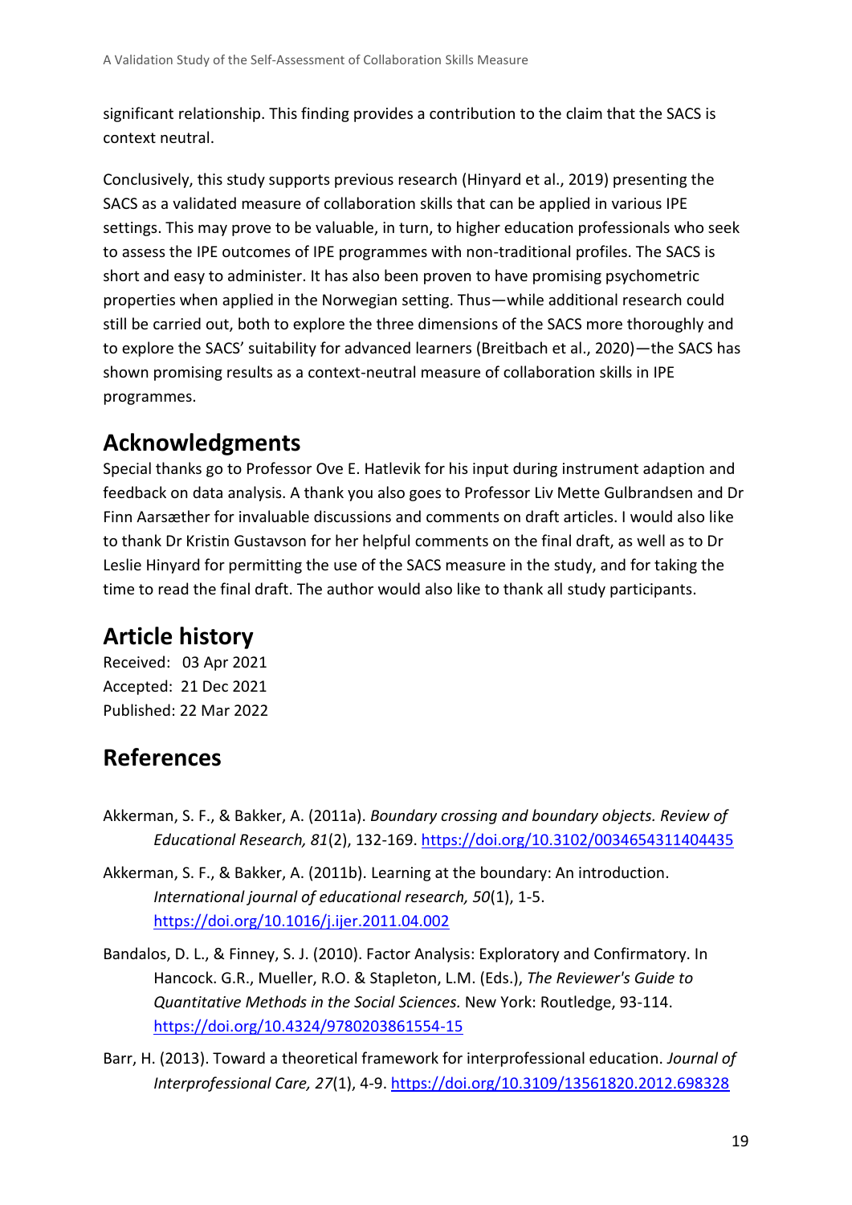significant relationship. This finding provides a contribution to the claim that the SACS is context neutral.

Conclusively, this study supports previous research (Hinyard et al., 2019) presenting the SACS as a validated measure of collaboration skills that can be applied in various IPE settings. This may prove to be valuable, in turn, to higher education professionals who seek to assess the IPE outcomes of IPE programmes with non-traditional profiles. The SACS is short and easy to administer. It has also been proven to have promising psychometric properties when applied in the Norwegian setting. Thus—while additional research could still be carried out, both to explore the three dimensions of the SACS more thoroughly and to explore the SACS' suitability for advanced learners (Breitbach et al., 2020)—the SACS has shown promising results as a context-neutral measure of collaboration skills in IPE programmes.

## Acknowledgments

Special thanks go to Professor Ove E. Hatlevik for his input during instrument adaption and feedback on data analysis. A thank you also goes to Professor Liv Mette Gulbrandsen and Dr Finn Aarsæther for invaluable discussions and comments on draft articles. I would also like to thank Dr Kristin Gustavson for her helpful comments on the final draft, as well as to Dr Leslie Hinyard for permitting the use of the SACS measure in the study, and for taking the time to read the final draft. The author would also like to thank all study participants.

## Article history

Received: 03 Apr 2021
Accepted: 21 Dec 2021
Published: 22 Mar 2022

## References

Akkerman, S. F., & Bakker, A. (2011a). *Boundary crossing and boundary objects. Review of Educational Research, 81*(2), 132-169. https://doi.org/10.3102/0034654311404435

Akkerman, S. F., & Bakker, A. (2011b). Learning at the boundary: An introduction. *International journal of educational research, 50*(1), 1-5. https://doi.org/10.1016/j.ijer.2011.04.002

Bandalos, D. L., & Finney, S. J. (2010). Factor Analysis: Exploratory and Confirmatory. In Hancock. G.R., Mueller, R.O. & Stapleton, L.M. (Eds.), *The Reviewer's Guide to Quantitative Methods in the Social Sciences.* New York: Routledge, 93-114. https://doi.org/10.4324/9780203861554-15

Barr, H. (2013). Toward a theoretical framework for interprofessional education. *Journal of Interprofessional Care, 27*(1), 4-9. https://doi.org/10.3109/13561820.2012.698328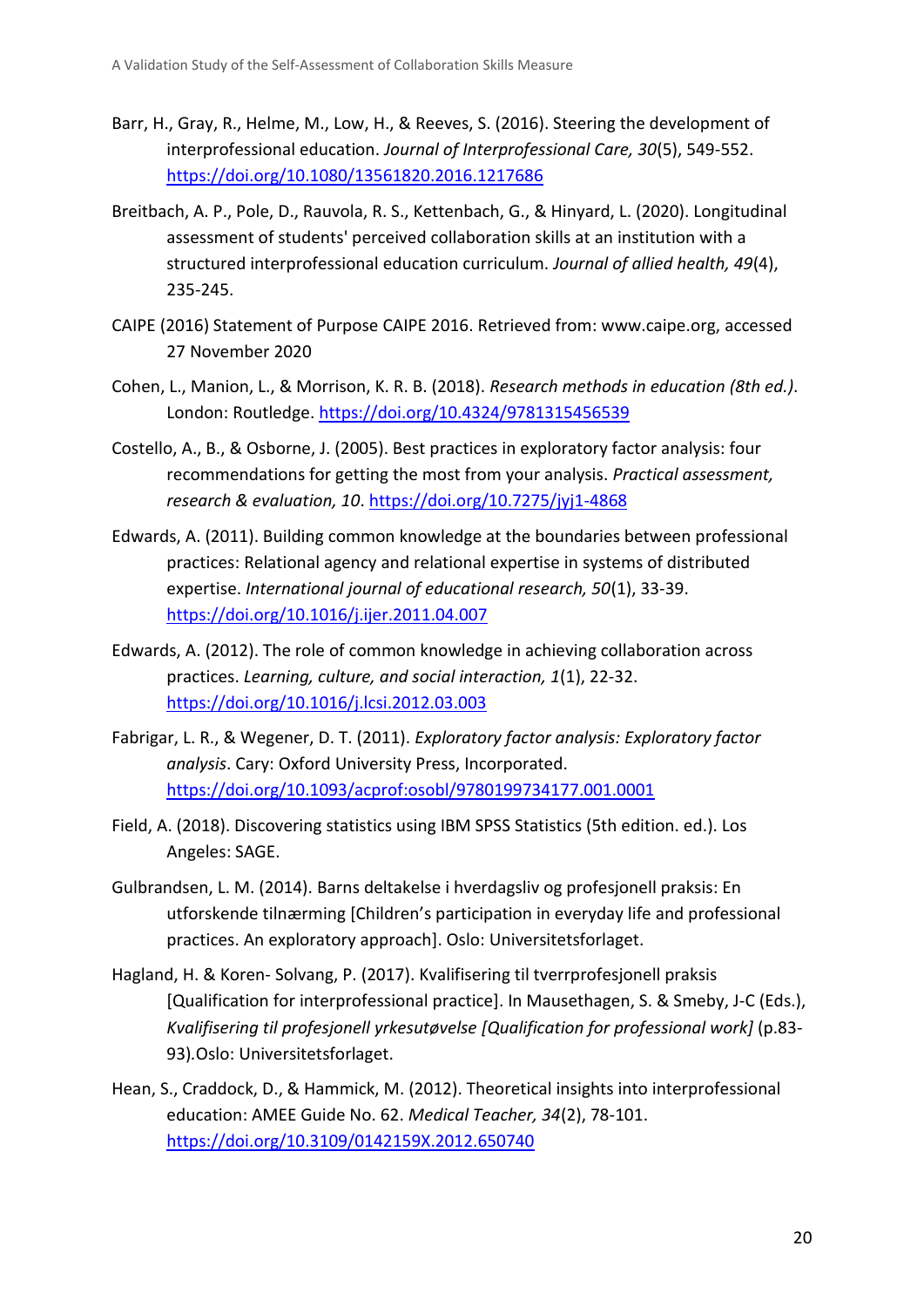Barr, H., Gray, R., Helme, M., Low, H., & Reeves, S. (2016). Steering the development of interprofessional education. *Journal of Interprofessional Care, 30*(5), 549-552. https://doi.org/10.1080/13561820.2016.1217686

Breitbach, A. P., Pole, D., Rauvola, R. S., Kettenbach, G., & Hinyard, L. (2020). Longitudinal assessment of students' perceived collaboration skills at an institution with a structured interprofessional education curriculum. *Journal of allied health, 49*(4), 235-245.

CAIPE (2016) Statement of Purpose CAIPE 2016. Retrieved from: www.caipe.org, accessed 27 November 2020

Cohen, L., Manion, L., & Morrison, K. R. B. (2018). *Research methods in education (8th ed.)*. London: Routledge. https://doi.org/10.4324/9781315456539

Costello, A., B., & Osborne, J. (2005). Best practices in exploratory factor analysis: four recommendations for getting the most from your analysis. *Practical assessment, research & evaluation, 10*. https://doi.org/10.7275/jyj1-4868

Edwards, A. (2011). Building common knowledge at the boundaries between professional practices: Relational agency and relational expertise in systems of distributed expertise. *International journal of educational research, 50*(1), 33-39. https://doi.org/10.1016/j.ijer.2011.04.007

Edwards, A. (2012). The role of common knowledge in achieving collaboration across practices. *Learning, culture, and social interaction, 1*(1), 22-32. https://doi.org/10.1016/j.lcsi.2012.03.003

Fabrigar, L. R., & Wegener, D. T. (2011). *Exploratory factor analysis: Exploratory factor analysis*. Cary: Oxford University Press, Incorporated. https://doi.org/10.1093/acprof:osobl/9780199734177.001.0001

Field, A. (2018). Discovering statistics using IBM SPSS Statistics (5th edition. ed.). Los Angeles: SAGE.

Gulbrandsen, L. M. (2014). Barns deltakelse i hverdagsliv og profesjonell praksis: En utforskende tilnærming [Children's participation in everyday life and professional practices. An exploratory approach]. Oslo: Universitetsforlaget.

Hagland, H. & Koren- Solvang, P. (2017). Kvalifisering til tverrprofesjonell praksis [Qualification for interprofessional practice]. In Mausethagen, S. & Smeby, J-C (Eds.), *Kvalifisering til profesjonell yrkesutøvelse [Qualification for professional work]* (p.83-93)*.*Oslo: Universitetsforlaget.

Hean, S., Craddock, D., & Hammick, M. (2012). Theoretical insights into interprofessional education: AMEE Guide No. 62. *Medical Teacher, 34*(2), 78-101. https://doi.org/10.3109/0142159X.2012.650740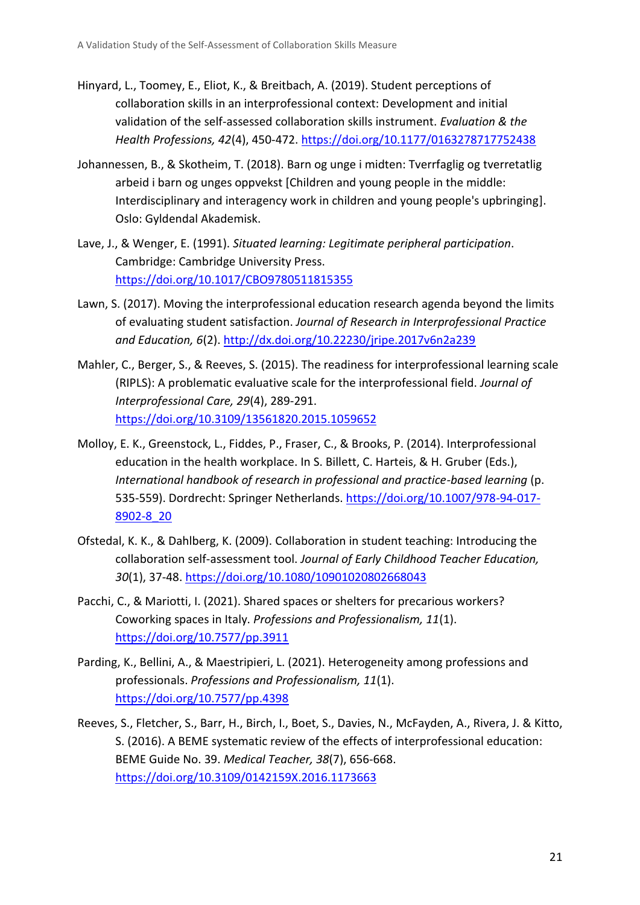Hinyard, L., Toomey, E., Eliot, K., & Breitbach, A. (2019). Student perceptions of collaboration skills in an interprofessional context: Development and initial validation of the self-assessed collaboration skills instrument. *Evaluation & the Health Professions, 42*(4), 450-472. https://doi.org/10.1177/0163278717752438

Johannessen, B., & Skotheim, T. (2018). Barn og unge i midten: Tverrfaglig og tverretatlig arbeid i barn og unges oppvekst [Children and young people in the middle: Interdisciplinary and interagency work in children and young people's upbringing]. Oslo: Gyldendal Akademisk.

Lave, J., & Wenger, E. (1991). *Situated learning: Legitimate peripheral participation*. Cambridge: Cambridge University Press. https://doi.org/10.1017/CBO9780511815355

Lawn, S. (2017). Moving the interprofessional education research agenda beyond the limits of evaluating student satisfaction. *Journal of Research in Interprofessional Practice and Education, 6*(2). http://dx.doi.org/10.22230/jripe.2017v6n2a239

Mahler, C., Berger, S., & Reeves, S. (2015). The readiness for interprofessional learning scale (RIPLS): A problematic evaluative scale for the interprofessional field. *Journal of Interprofessional Care, 29*(4), 289-291. https://doi.org/10.3109/13561820.2015.1059652

Molloy, E. K., Greenstock, L., Fiddes, P., Fraser, C., & Brooks, P. (2014). Interprofessional education in the health workplace. In S. Billett, C. Harteis, & H. Gruber (Eds.), *International handbook of research in professional and practice-based learning* (p. 535-559). Dordrecht: Springer Netherlands. https://doi.org/10.1007/978-94-017-8902-8_20

Ofstedal, K. K., & Dahlberg, K. (2009). Collaboration in student teaching: Introducing the collaboration self-assessment tool. *Journal of Early Childhood Teacher Education, 30*(1), 37-48. https://doi.org/10.1080/10901020802668043

Pacchi, C., & Mariotti, I. (2021). Shared spaces or shelters for precarious workers? Coworking spaces in Italy. *Professions and Professionalism, 11*(1). https://doi.org/10.7577/pp.3911

Parding, K., Bellini, A., & Maestripieri, L. (2021). Heterogeneity among professions and professionals. *Professions and Professionalism, 11*(1). https://doi.org/10.7577/pp.4398

Reeves, S., Fletcher, S., Barr, H., Birch, I., Boet, S., Davies, N., McFayden, A., Rivera, J. & Kitto, S. (2016). A BEME systematic review of the effects of interprofessional education: BEME Guide No. 39. *Medical Teacher, 38*(7), 656-668. https://doi.org/10.3109/0142159X.2016.1173663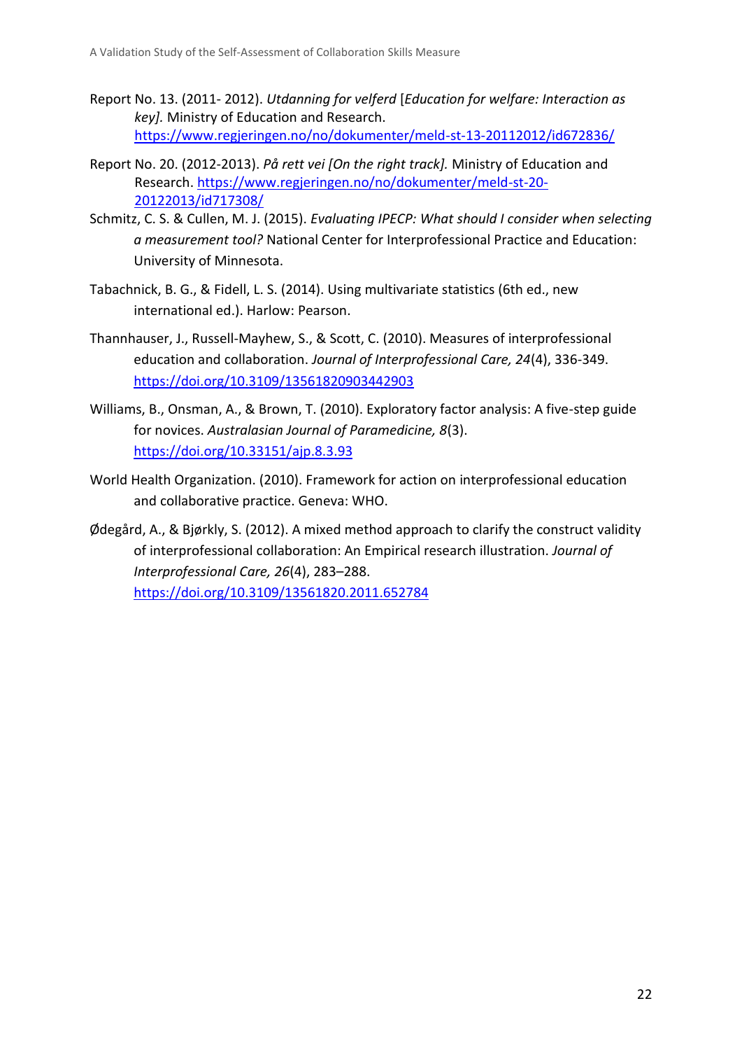Report No. 13. (2011- 2012). *Utdanning for velferd* [*Education for welfare: Interaction as key].* Ministry of Education and Research. https://www.regjeringen.no/no/dokumenter/meld-st-13-20112012/id672836/

Report No. 20. (2012-2013). *På rett vei [On the right track].* Ministry of Education and Research. https://www.regjeringen.no/no/dokumenter/meld-st-20-20122013/id717308/

Schmitz, C. S. & Cullen, M. J. (2015). *Evaluating IPECP: What should I consider when selecting a measurement tool?* National Center for Interprofessional Practice and Education: University of Minnesota.

Tabachnick, B. G., & Fidell, L. S. (2014). Using multivariate statistics (6th ed., new international ed.). Harlow: Pearson.

Thannhauser, J., Russell-Mayhew, S., & Scott, C. (2010). Measures of interprofessional education and collaboration. *Journal of Interprofessional Care, 24*(4), 336-349. https://doi.org/10.3109/13561820903442903

Williams, B., Onsman, A., & Brown, T. (2010). Exploratory factor analysis: A five-step guide for novices. *Australasian Journal of Paramedicine, 8*(3). https://doi.org/10.33151/ajp.8.3.93

World Health Organization. (2010). Framework for action on interprofessional education and collaborative practice. Geneva: WHO.

Ødegård, A., & Bjørkly, S. (2012). A mixed method approach to clarify the construct validity of interprofessional collaboration: An Empirical research illustration. *Journal of Interprofessional Care, 26*(4), 283–288. https://doi.org/10.3109/13561820.2011.652784